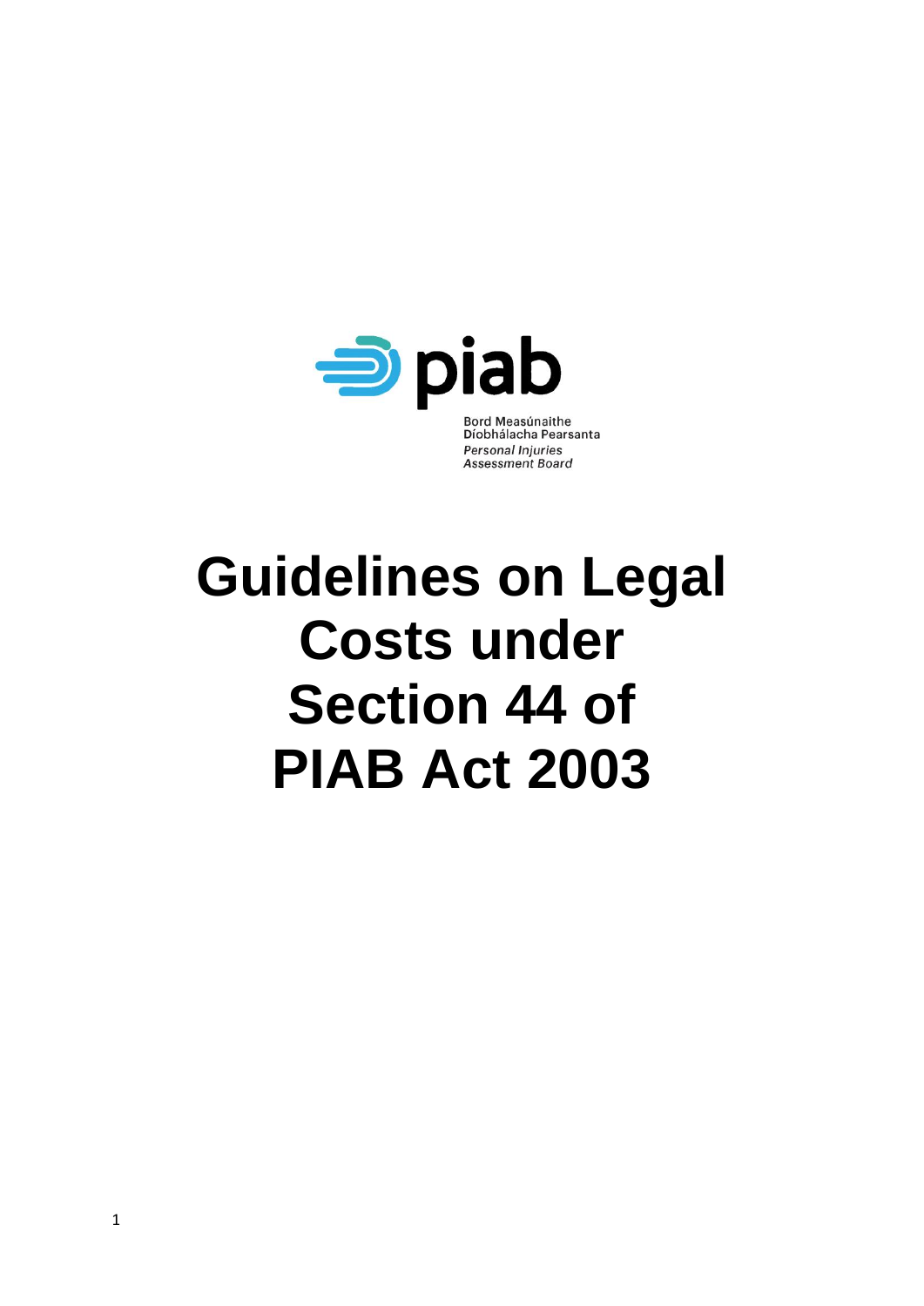piab

Bord Measúnaithe
Díobhálacha Pearsanta
*Personal Injuries*
*Assessment Board*

# Guidelines on Legal Costs under Section 44 of PIAB Act 2003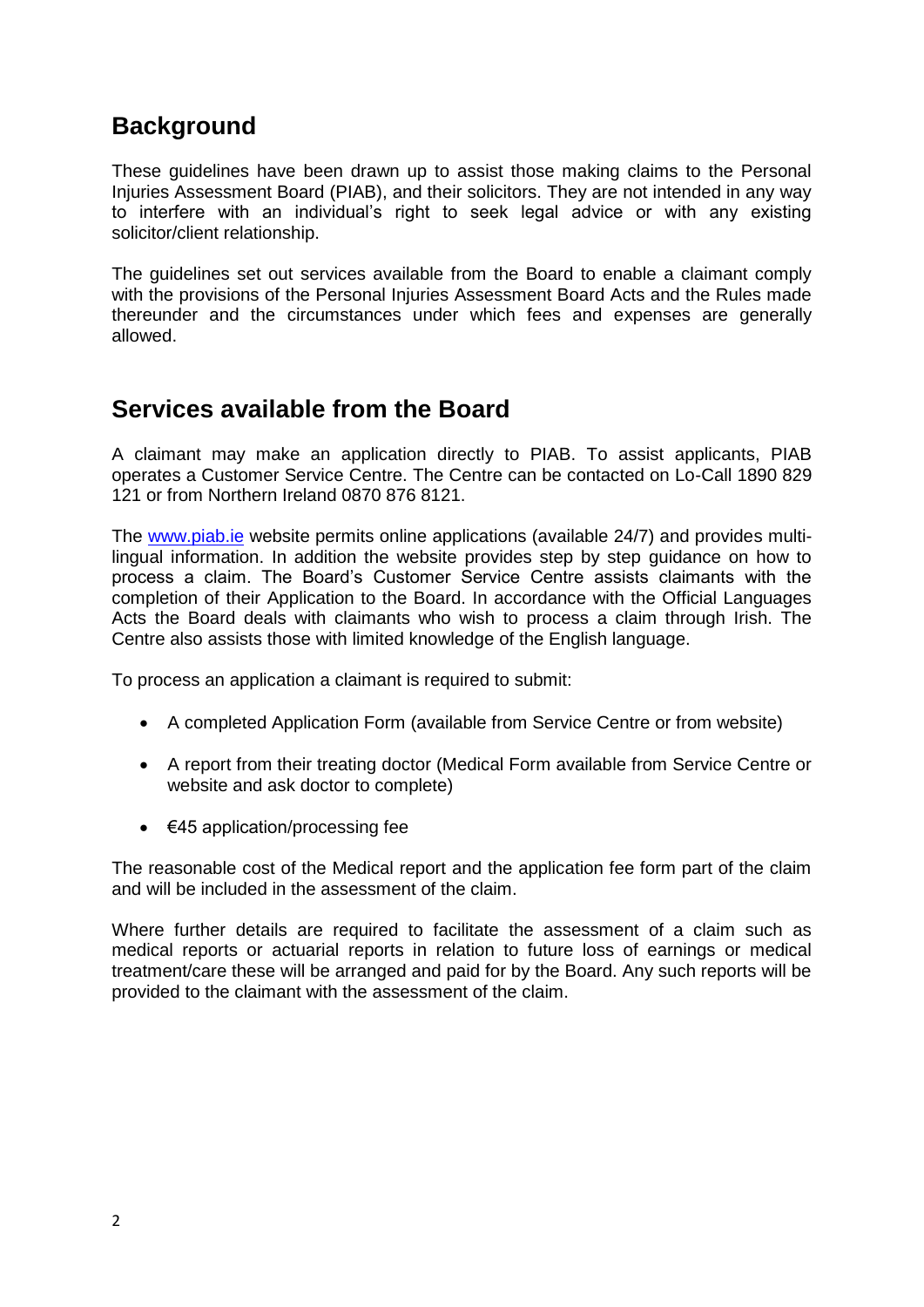## Background

These guidelines have been drawn up to assist those making claims to the Personal Injuries Assessment Board (PIAB), and their solicitors. They are not intended in any way to interfere with an individual's right to seek legal advice or with any existing solicitor/client relationship.

The guidelines set out services available from the Board to enable a claimant comply with the provisions of the Personal Injuries Assessment Board Acts and the Rules made thereunder and the circumstances under which fees and expenses are generally allowed.

## Services available from the Board

A claimant may make an application directly to PIAB. To assist applicants, PIAB operates a Customer Service Centre. The Centre can be contacted on Lo-Call 1890 829 121 or from Northern Ireland 0870 876 8121.

The [www.piab.ie](http://www.piab.ie) website permits online applications (available 24/7) and provides multi-lingual information. In addition the website provides step by step guidance on how to process a claim. The Board's Customer Service Centre assists claimants with the completion of their Application to the Board. In accordance with the Official Languages Acts the Board deals with claimants who wish to process a claim through Irish. The Centre also assists those with limited knowledge of the English language.

To process an application a claimant is required to submit:

- A completed Application Form (available from Service Centre or from website)
- A report from their treating doctor (Medical Form available from Service Centre or website and ask doctor to complete)
- €45 application/processing fee

The reasonable cost of the Medical report and the application fee form part of the claim and will be included in the assessment of the claim.

Where further details are required to facilitate the assessment of a claim such as medical reports or actuarial reports in relation to future loss of earnings or medical treatment/care these will be arranged and paid for by the Board. Any such reports will be provided to the claimant with the assessment of the claim.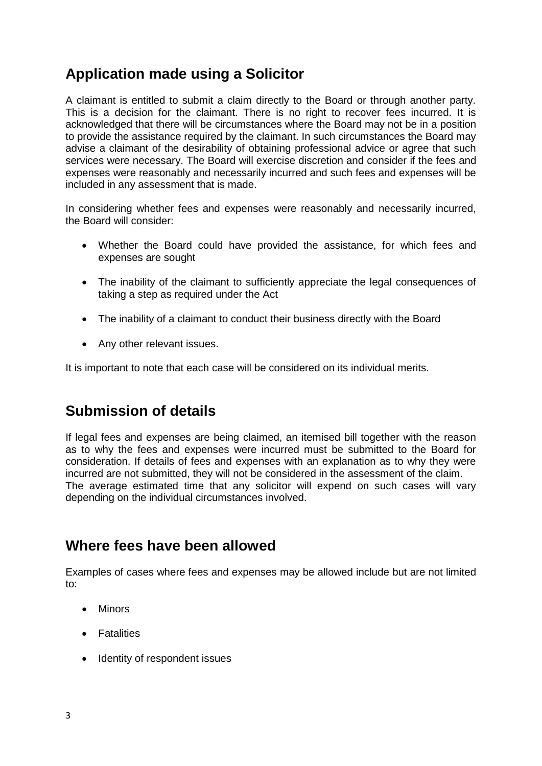## Application made using a Solicitor

A claimant is entitled to submit a claim directly to the Board or through another party. This is a decision for the claimant. There is no right to recover fees incurred. It is acknowledged that there will be circumstances where the Board may not be in a position to provide the assistance required by the claimant. In such circumstances the Board may advise a claimant of the desirability of obtaining professional advice or agree that such services were necessary. The Board will exercise discretion and consider if the fees and expenses were reasonably and necessarily incurred and such fees and expenses will be included in any assessment that is made.

In considering whether fees and expenses were reasonably and necessarily incurred, the Board will consider:

- Whether the Board could have provided the assistance, for which fees and expenses are sought
- The inability of the claimant to sufficiently appreciate the legal consequences of taking a step as required under the Act
- The inability of a claimant to conduct their business directly with the Board
- Any other relevant issues.

It is important to note that each case will be considered on its individual merits.

## Submission of details

If legal fees and expenses are being claimed, an itemised bill together with the reason as to why the fees and expenses were incurred must be submitted to the Board for consideration. If details of fees and expenses with an explanation as to why they were incurred are not submitted, they will not be considered in the assessment of the claim.
The average estimated time that any solicitor will expend on such cases will vary depending on the individual circumstances involved.

## Where fees have been allowed

Examples of cases where fees and expenses may be allowed include but are not limited to:

- Minors
- Fatalities
- Identity of respondent issues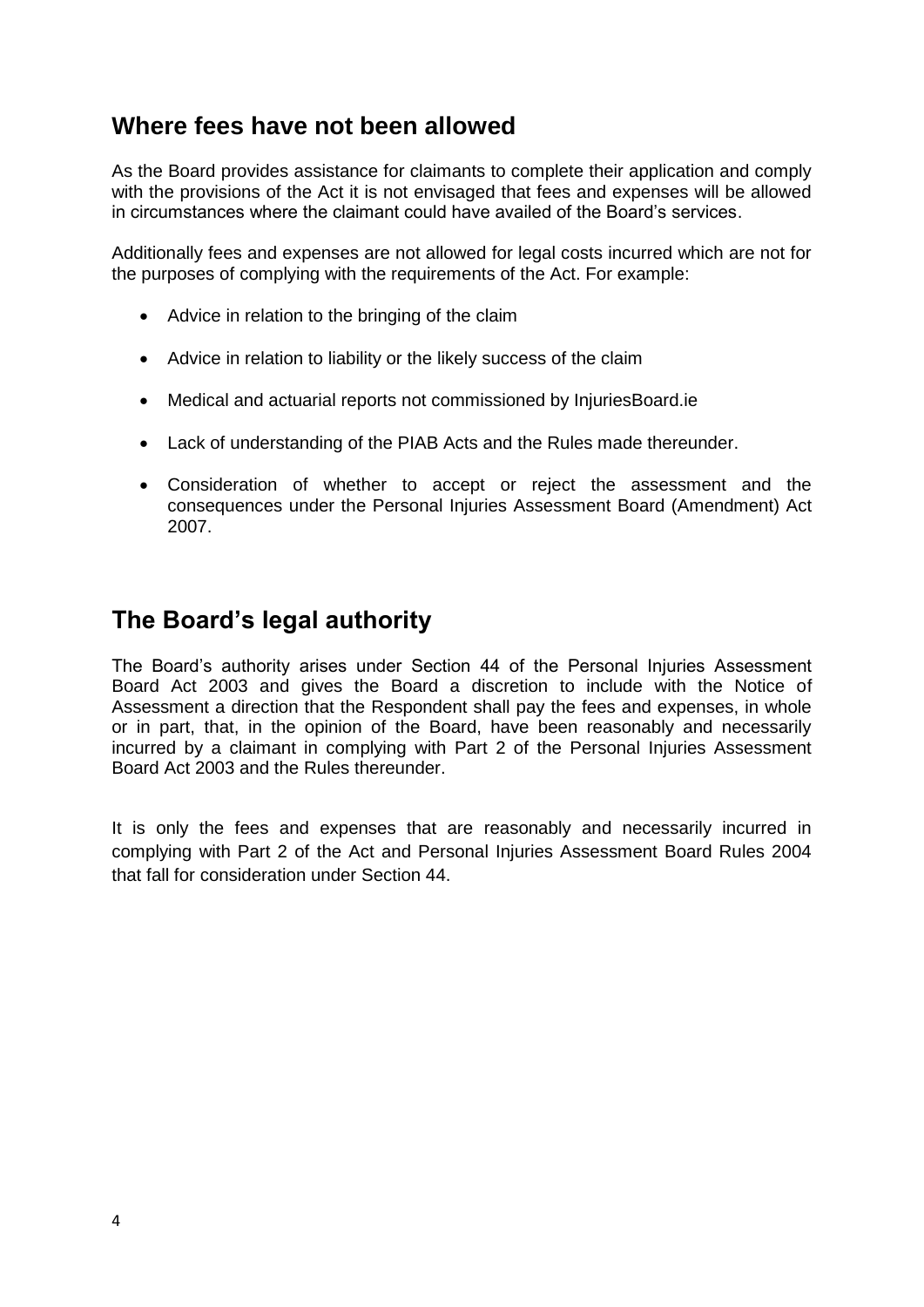## Where fees have not been allowed

As the Board provides assistance for claimants to complete their application and comply with the provisions of the Act it is not envisaged that fees and expenses will be allowed in circumstances where the claimant could have availed of the Board's services.

Additionally fees and expenses are not allowed for legal costs incurred which are not for the purposes of complying with the requirements of the Act. For example:

- Advice in relation to the bringing of the claim
- Advice in relation to liability or the likely success of the claim
- Medical and actuarial reports not commissioned by InjuriesBoard.ie
- Lack of understanding of the PIAB Acts and the Rules made thereunder.
- Consideration of whether to accept or reject the assessment and the consequences under the Personal Injuries Assessment Board (Amendment) Act 2007.

## The Board's legal authority

The Board's authority arises under Section 44 of the Personal Injuries Assessment Board Act 2003 and gives the Board a discretion to include with the Notice of Assessment a direction that the Respondent shall pay the fees and expenses, in whole or in part, that, in the opinion of the Board, have been reasonably and necessarily incurred by a claimant in complying with Part 2 of the Personal Injuries Assessment Board Act 2003 and the Rules thereunder.

It is only the fees and expenses that are reasonably and necessarily incurred in complying with Part 2 of the Act and Personal Injuries Assessment Board Rules 2004 that fall for consideration under Section 44.